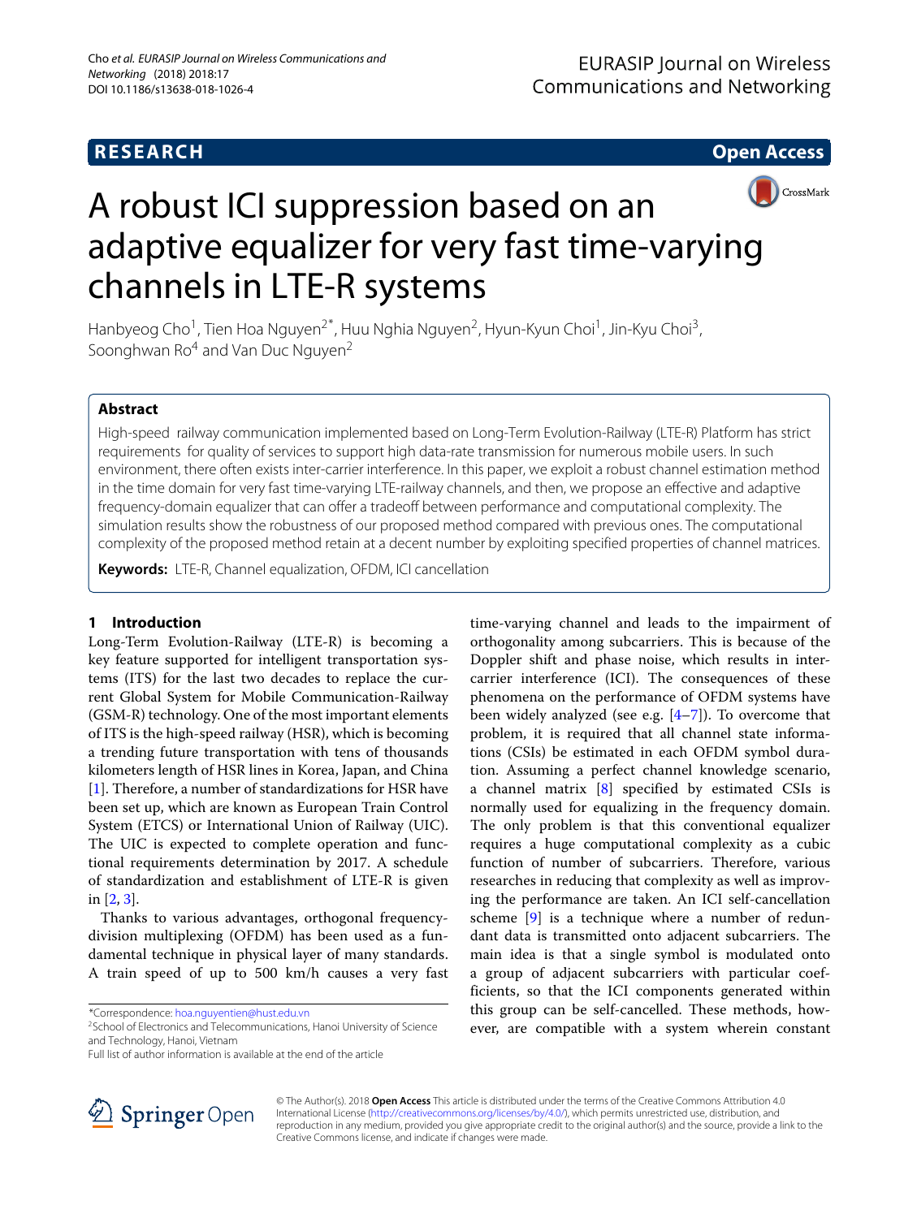**RESEARCH** **Open Access**

# A robust ICI suppression based on an adaptive equalizer for very fast time-varying channels in LTE-R systems

Hanbyeog Cho[1], Tien Hoa Nguyen[2*], Huu Nghia Nguyen[2], Hyun-Kyun Choi[1], Jin-Kyu Choi[3], Soonghwan Ro[4] and Van Duc Nguyen[2]

## Abstract

High-speed railway communication implemented based on Long-Term Evolution-Railway (LTE-R) Platform has strict requirements for quality of services to support high data-rate transmission for numerous mobile users. In such environment, there often exists inter-carrier interference. In this paper, we exploit a robust channel estimation method in the time domain for very fast time-varying LTE-railway channels, and then, we propose an effective and adaptive frequency-domain equalizer that can offer a tradeoff between performance and computational complexity. The simulation results show the robustness of our proposed method compared with previous ones. The computational complexity of the proposed method retain at a decent number by exploiting specified properties of channel matrices.

**Keywords:** LTE-R, Channel equalization, OFDM, ICI cancellation

## 1 Introduction

Long-Term Evolution-Railway (LTE-R) is becoming a key feature supported for intelligent transportation systems (ITS) for the last two decades to replace the current Global System for Mobile Communication-Railway (GSM-R) technology. One of the most important elements of ITS is the high-speed railway (HSR), which is becoming a trending future transportation with tens of thousands kilometers length of HSR lines in Korea, Japan, and China [1]. Therefore, a number of standardizations for HSR have been set up, which are known as European Train Control System (ETCS) or International Union of Railway (UIC). The UIC is expected to complete operation and functional requirements determination by 2017. A schedule of standardization and establishment of LTE-R is given in [2, 3].

Thanks to various advantages, orthogonal frequency-division multiplexing (OFDM) has been used as a fundamental technique in physical layer of many standards. A train speed of up to 500 km/h causes a very fast time-varying channel and leads to the impairment of orthogonality among subcarriers. This is because of the Doppler shift and phase noise, which results in inter-carrier interference (ICI). The consequences of these phenomena on the performance of OFDM systems have been widely analyzed (see e.g. [4–7]). To overcome that problem, it is required that all channel state informations (CSIs) be estimated in each OFDM symbol duration. Assuming a perfect channel knowledge scenario, a channel matrix [8] specified by estimated CSIs is normally used for equalizing in the frequency domain. The only problem is that this conventional equalizer requires a huge computational complexity as a cubic function of number of subcarriers. Therefore, various researches in reducing that complexity as well as improving the performance are taken. An ICI self-cancellation scheme [9] is a technique where a number of redundant data is transmitted onto adjacent subcarriers. The main idea is that a single symbol is modulated onto a group of adjacent subcarriers with particular coefficients, so that the ICI components generated within this group can be self-cancelled. These methods, however, are compatible with a system wherein constant

*Correspondence: hoa.nguyentien@hust.edu.vn
[2]School of Electronics and Telecommunications, Hanoi University of Science and Technology, Hanoi, Vietnam
Full list of author information is available at the end of the article

© The Author(s). 2018 **Open Access** This article is distributed under the terms of the Creative Commons Attribution 4.0 International License (http://creativecommons.org/licenses/by/4.0/), which permits unrestricted use, distribution, and reproduction in any medium, provided you give appropriate credit to the original author(s) and the source, provide a link to the Creative Commons license, and indicate if changes were made.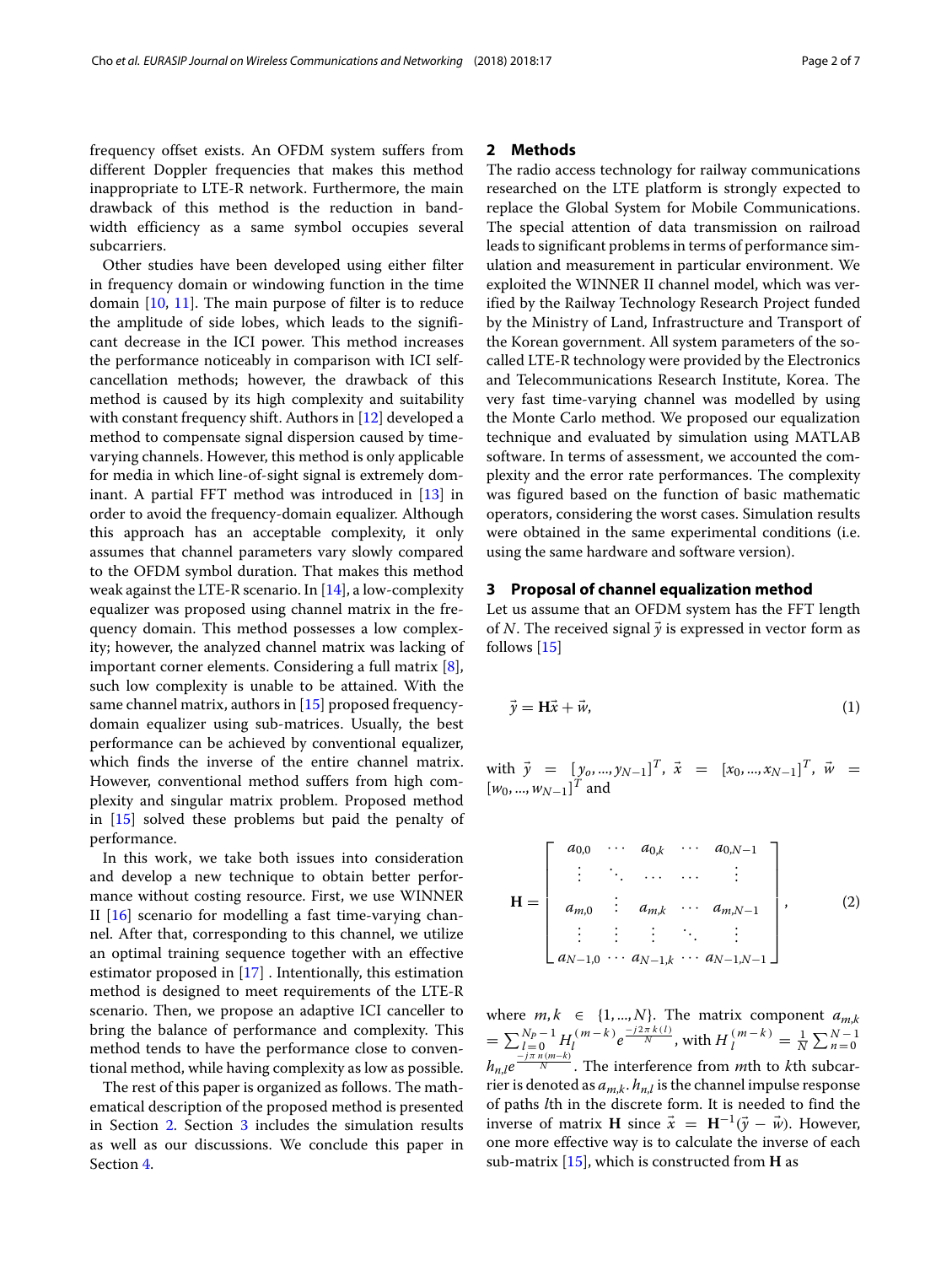frequency offset exists. An OFDM system suffers from different Doppler frequencies that makes this method inappropriate to LTE-R network. Furthermore, the main drawback of this method is the reduction in bandwidth efficiency as a same symbol occupies several subcarriers.

Other studies have been developed using either filter in frequency domain or windowing function in the time domain [10, 11]. The main purpose of filter is to reduce the amplitude of side lobes, which leads to the significant decrease in the ICI power. This method increases the performance noticeably in comparison with ICI self-cancellation methods; however, the drawback of this method is caused by its high complexity and suitability with constant frequency shift. Authors in [12] developed a method to compensate signal dispersion caused by time-varying channels. However, this method is only applicable for media in which line-of-sight signal is extremely dominant. A partial FFT method was introduced in [13] in order to avoid the frequency-domain equalizer. Although this approach has an acceptable complexity, it only assumes that channel parameters vary slowly compared to the OFDM symbol duration. That makes this method weak against the LTE-R scenario. In [14], a low-complexity equalizer was proposed using channel matrix in the frequency domain. This method possesses a low complexity; however, the analyzed channel matrix was lacking of important corner elements. Considering a full matrix [8], such low complexity is unable to be attained. With the same channel matrix, authors in [15] proposed frequency-domain equalizer using sub-matrices. Usually, the best performance can be achieved by conventional equalizer, which finds the inverse of the entire channel matrix. However, conventional method suffers from high complexity and singular matrix problem. Proposed method in [15] solved these problems but paid the penalty of performance.

In this work, we take both issues into consideration and develop a new technique to obtain better performance without costing resource. First, we use WINNER II [16] scenario for modelling a fast time-varying channel. After that, corresponding to this channel, we utilize an optimal training sequence together with an effective estimator proposed in [17] . Intentionally, this estimation method is designed to meet requirements of the LTE-R scenario. Then, we propose an adaptive ICI canceller to bring the balance of performance and complexity. This method tends to have the performance close to conventional method, while having complexity as low as possible.

The rest of this paper is organized as follows. The mathematical description of the proposed method is presented in Section 2. Section 3 includes the simulation results as well as our discussions. We conclude this paper in Section 4.

## 2 Methods

The radio access technology for railway communications researched on the LTE platform is strongly expected to replace the Global System for Mobile Communications. The special attention of data transmission on railroad leads to significant problems in terms of performance simulation and measurement in particular environment. We exploited the WINNER II channel model, which was verified by the Railway Technology Research Project funded by the Ministry of Land, Infrastructure and Transport of the Korean government. All system parameters of the so-called LTE-R technology were provided by the Electronics and Telecommunications Research Institute, Korea. The very fast time-varying channel was modelled by using the Monte Carlo method. We proposed our equalization technique and evaluated by simulation using MATLAB software. In terms of assessment, we accounted the complexity and the error rate performances. The complexity was figured based on the function of basic mathematic operators, considering the worst cases. Simulation results were obtained in the same experimental conditions (i.e. using the same hardware and software version).

## 3 Proposal of channel equalization method

Let us assume that an OFDM system has the FFT length of $N$. The received signal $\vec{y}$ is expressed in vector form as follows [15]

$$\vec{y} = \mathbf{H}\vec{x} + \vec{w}, \tag{1}$$

with $\vec{y} = [y_o, ..., y_{N-1}]^T$, $\vec{x} = [x_0, ..., x_{N-1}]^T$, $\vec{w} = [w_0, ..., w_{N-1}]^T$ and

$$\mathbf{H} = \begin{bmatrix} a_{0,0} & \cdots & a_{0,k} & \cdots & a_{0,N-1} \\ \vdots & \ddots & \cdots & \cdots & \vdots \\ a_{m,0} & \vdots & a_{m,k} & \cdots & a_{m,N-1} \\ \vdots & \vdots & \vdots & \ddots & \vdots \\ a_{N-1,0} & \cdots & a_{N-1,k} & \cdots & a_{N-1,N-1} \end{bmatrix}, \tag{2}$$

where $m, k \in \{1, ..., N\}$. The matrix component $a_{m,k} = \sum_{l=0}^{N_P-1} H_l^{(m-k)} e^{\frac{-j2\pi k(l)}{N}}$, with $H_l^{(m-k)} = \frac{1}{N}\sum_{n=0}^{N-1} h_{n,l} e^{\frac{-j\pi n(m-k)}{N}}$. The interference from $m$th to $k$th subcarrier is denoted as $a_{m,k}$. $h_{n,l}$ is the channel impulse response of paths $l$th in the discrete form. It is needed to find the inverse of matrix $\mathbf{H}$ since $\vec{x} = \mathbf{H}^{-1}(\vec{y} - \vec{w})$. However, one more effective way is to calculate the inverse of each sub-matrix [15], which is constructed from $\mathbf{H}$ as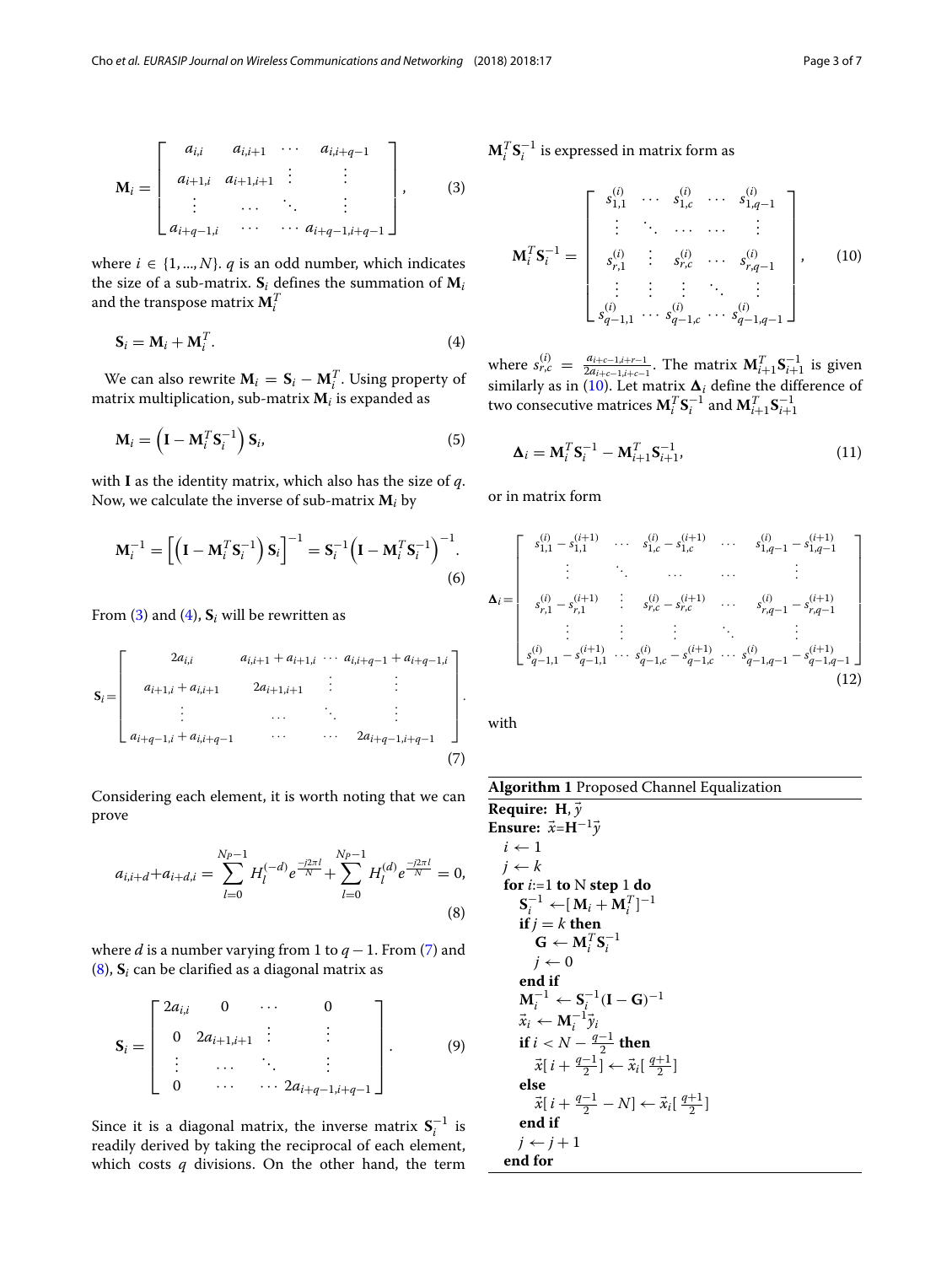$$
\mathbf{M}_i = \begin{bmatrix} a_{i,i} & a_{i,i+1} & \cdots & a_{i,i+q-1} \\ a_{i+1,i} & a_{i+1,i+1} & \vdots & \vdots \\ \vdots & \cdots & \ddots & \vdots \\ a_{i+q-1,i} & \cdots & \cdots & a_{i+q-1,i+q-1} \end{bmatrix}, \tag{3}
$$

where $i \in \{1, ..., N\}$. $q$ is an odd number, which indicates the size of a sub-matrix. $\mathbf{S}_i$ defines the summation of $\mathbf{M}_i$ and the transpose matrix $\mathbf{M}_i^T$

$$
\mathbf{S}_i = \mathbf{M}_i + \mathbf{M}_i^T. \tag{4}
$$

We can also rewrite $\mathbf{M}_i = \mathbf{S}_i - \mathbf{M}_i^T$. Using property of matrix multiplication, sub-matrix $\mathbf{M}_i$ is expanded as

$$
\mathbf{M}_i = \left(\mathbf{I} - \mathbf{M}_i^T \mathbf{S}_i^{-1}\right) \mathbf{S}_i, \tag{5}
$$

with $\mathbf{I}$ as the identity matrix, which also has the size of $q$. Now, we calculate the inverse of sub-matrix $\mathbf{M}_i$ by

$$
\mathbf{M}_i^{-1} = \left[\left(\mathbf{I} - \mathbf{M}_i^T \mathbf{S}_i^{-1}\right) \mathbf{S}_i\right]^{-1} = \mathbf{S}_i^{-1}\left(\mathbf{I} - \mathbf{M}_i^T \mathbf{S}_i^{-1}\right)^{-1}. \tag{6}
$$

From (3) and (4), $\mathbf{S}_i$ will be rewritten as

$$
\mathbf{S}_i = \begin{bmatrix} 2a_{i,i} & a_{i,i+1} + a_{i+1,i} & \cdots & a_{i,i+q-1} + a_{i+q-1,i} \\ a_{i+1,i} + a_{i,i+1} & 2a_{i+1,i+1} & \vdots & \vdots \\ \vdots & \cdots & \ddots & \vdots \\ a_{i+q-1,i} + a_{i,i+q-1} & \cdots & \cdots & 2a_{i+q-1,i+q-1} \end{bmatrix}. \tag{7}
$$

Considering each element, it is worth noting that we can prove

$$
a_{i,i+d} + a_{i+d,i} = \sum_{l=0}^{N_P-1} H_l^{(-d)} e^{\frac{-j2\pi l}{N}} + \sum_{l=0}^{N_P-1} H_l^{(d)} e^{\frac{-j2\pi l}{N}} = 0, \tag{8}
$$

where $d$ is a number varying from 1 to $q-1$. From (7) and (8), $\mathbf{S}_i$ can be clarified as a diagonal matrix as

$$
\mathbf{S}_i = \begin{bmatrix} 2a_{i,i} & 0 & \cdots & 0 \\ 0 & 2a_{i+1,i+1} & \vdots & \vdots \\ \vdots & \cdots & \ddots & \vdots \\ 0 & \cdots & \cdots & 2a_{i+q-1,i+q-1} \end{bmatrix}. \tag{9}
$$

Since it is a diagonal matrix, the inverse matrix $\mathbf{S}_i^{-1}$ is readily derived by taking the reciprocal of each element, which costs $q$ divisions. On the other hand, the term $\mathbf{M}_i^T \mathbf{S}_i^{-1}$ is expressed in matrix form as

$$
\mathbf{M}_i^T \mathbf{S}_i^{-1} = \begin{bmatrix} s_{1,1}^{(i)} & \cdots & s_{1,c}^{(i)} & \cdots & s_{1,q-1}^{(i)} \\ \vdots & \ddots & \cdots & \cdots & \vdots \\ s_{r,1}^{(i)} & \vdots & s_{r,c}^{(i)} & \cdots & s_{r,q-1}^{(i)} \\ \vdots & \vdots & \vdots & \ddots & \vdots \\ s_{q-1,1}^{(i)} & \cdots & s_{q-1,c}^{(i)} & \cdots & s_{q-1,q-1}^{(i)} \end{bmatrix}, \tag{10}
$$

where $s_{r,c}^{(i)} = \frac{a_{i+c-1,i+r-1}}{2a_{i+c-1,i+c-1}}$. The matrix $\mathbf{M}_{i+1}^T \mathbf{S}_{i+1}^{-1}$ is given similarly as in (10). Let matrix $\mathbf{\Delta}_i$ define the difference of two consecutive matrices $\mathbf{M}_i^T \mathbf{S}_i^{-1}$ and $\mathbf{M}_{i+1}^T \mathbf{S}_{i+1}^{-1}$

$$
\mathbf{\Delta}_i = \mathbf{M}_i^T \mathbf{S}_i^{-1} - \mathbf{M}_{i+1}^T \mathbf{S}_{i+1}^{-1}, \tag{11}
$$

or in matrix form

$$
\mathbf{\Delta}_i = \begin{bmatrix} s_{1,1}^{(i)} - s_{1,1}^{(i+1)} & \cdots & s_{1,c}^{(i)} - s_{1,c}^{(i+1)} & \cdots & s_{1,q-1}^{(i)} - s_{1,q-1}^{(i+1)} \\ \vdots & \ddots & \cdots & \cdots & \vdots \\ s_{r,1}^{(i)} - s_{r,1}^{(i+1)} & \vdots & s_{r,c}^{(i)} - s_{r,c}^{(i+1)} & \cdots & s_{r,q-1}^{(i)} - s_{r,q-1}^{(i+1)} \\ \vdots & \vdots & \vdots & \ddots & \vdots \\ s_{q-1,1}^{(i)} - s_{q-1,1}^{(i+1)} & \cdots & s_{q-1,c}^{(i)} - s_{q-1,c}^{(i+1)} & \cdots & s_{q-1,q-1}^{(i)} - s_{q-1,q-1}^{(i+1)} \end{bmatrix} \tag{12}
$$

with

**Algorithm 1** Proposed Channel Equalization

**Require:** $\mathbf{H}, \vec{y}$
**Ensure:** $\vec{x} = \mathbf{H}^{-1}\vec{y}$

- $i \leftarrow 1$
- $j \leftarrow k$
- **for** $i$:=1 **to** N **step** 1 **do**
  - $\mathbf{S}_i^{-1} \leftarrow [\mathbf{M}_i + \mathbf{M}_i^T]^{-1}$
  - **if** $j = k$ **then**
    - $\mathbf{G} \leftarrow \mathbf{M}_i^T \mathbf{S}_i^{-1}$
    - $j \leftarrow 0$
  - **end if**
  - $\mathbf{M}_i^{-1} \leftarrow \mathbf{S}_i^{-1}(\mathbf{I} - \mathbf{G})^{-1}$
  - $\vec{x}_i \leftarrow \mathbf{M}_i^{-1}\vec{y}_i$
  - **if** $i < N - \frac{q-1}{2}$ **then**
    - $\vec{x}[i + \frac{q-1}{2}] \leftarrow \vec{x}_i[\frac{q+1}{2}]$
  - **else**
    - $\vec{x}[i + \frac{q-1}{2} - N] \leftarrow \vec{x}_i[\frac{q+1}{2}]$
  - **end if**
  - $j \leftarrow j + 1$
- **end for**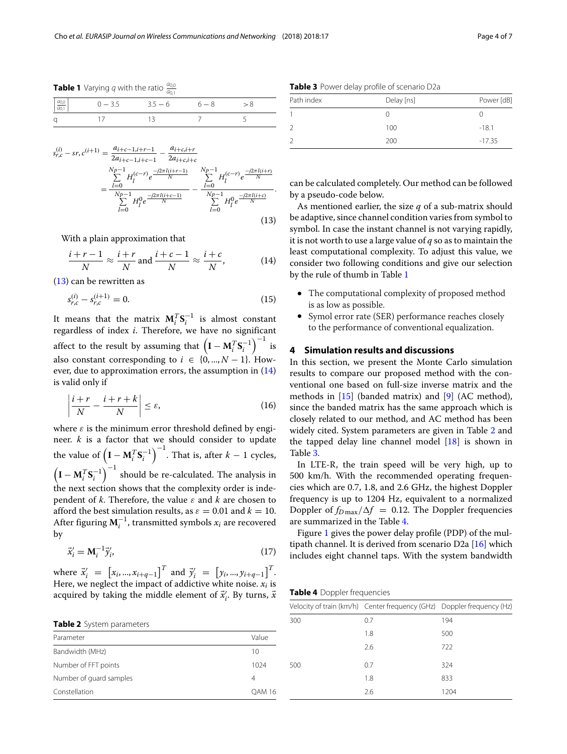**Table 1** Varying $q$ with the ratio $\frac{a_{0,0}}{a_{0,1}}$

| $\left\|\frac{a_{0,0}}{a_{0,1}}\right\|$ | $0-3.5$ | $3.5-6$ | $6-8$ | $>8$ |
|---|---|---|---|---|
| q | 17 | 13 | 7 | 5 |

$$s_{r,c}^{(i)} - sr, c^{(i+1)} = \frac{a_{i+c-1,i+r-1}}{2a_{i+c-1,i+c-1}} - \frac{a_{i+c,i+r}}{2a_{i+c,i+c}} = \frac{\sum_{l=0}^{N_P-1} H_l^{(c-r)} e^{\frac{-j2\pi l(i+r-1)}{N}}}{\sum_{l=0}^{N_P-1} H_l^{0} e^{\frac{-j2\pi l(i+c-1)}{N}}} - \frac{\sum_{l=0}^{N_P-1} H_l^{(c-r)} e^{\frac{-j2\pi l(i+r)}{N}}}{\sum_{l=0}^{N_P-1} H_l^{0} e^{\frac{-j2\pi l(i+c)}{N}}}. \tag{13}$$

With a plain approximation that

$$\frac{i+r-1}{N} \approx \frac{i+r}{N} \text{ and } \frac{i+c-1}{N} \approx \frac{i+c}{N}, \tag{14}$$

(13) can be rewritten as

$$s_{r,c}^{(i)} - s_{r,c}^{(i+1)} = 0. \tag{15}$$

It means that the matrix $\mathbf{M}_i^T \mathbf{S}_i^{-1}$ is almost constant regardless of index $i$. Therefore, we have no significant affect to the result by assuming that $\left(\mathbf{I} - \mathbf{M}_i^T \mathbf{S}_i^{-1}\right)^{-1}$ is also constant corresponding to $i \in \{0, ..., N-1\}$. However, due to approximation errors, the assumption in (14) is valid only if

$$\left| \frac{i+r}{N} - \frac{i+r+k}{N} \right| \leq \varepsilon, \tag{16}$$

where $\varepsilon$ is the minimum error threshold defined by engineer. $k$ is a factor that we should consider to update the value of $\left(\mathbf{I} - \mathbf{M}_i^T \mathbf{S}_i^{-1}\right)^{-1}$. That is, after $k-1$ cycles, $\left(\mathbf{I} - \mathbf{M}_i^T \mathbf{S}_i^{-1}\right)^{-1}$ should be re-calculated. The analysis in the next section shows that the complexity order is independent of $k$. Therefore, the value $\varepsilon$ and $k$ are chosen to afford the best simulation results, as $\varepsilon = 0.01$ and $k = 10$. After figuring $\mathbf{M}_i^{-1}$, transmitted symbols $x_i$ are recovered by

$$\vec{x}_i' = \mathbf{M}_i^{-1} \vec{y}_i', \tag{17}$$

where $\vec{x}_i' = \left[x_i, ..., x_{i+q-1}\right]^T$ and $\vec{y}_i' = \left[y_i, ..., y_{i+q-1}\right]^T$. Here, we neglect the impact of addictive white noise. $x_i$ is acquired by taking the middle element of $\vec{x}_i'$. By turns, $\vec{x}$ can be calculated completely. Our method can be followed by a pseudo-code below.

As mentioned earlier, the size $q$ of a sub-matrix should be adaptive, since channel condition varies from symbol to symbol. In case the instant channel is not varying rapidly, it is not worth to use a large value of $q$ so as to maintain the least computational complexity. To adjust this value, we consider two following conditions and give our selection by the rule of thumb in Table 1

- The computational complexity of proposed method is as low as possible.
- Symol error rate (SER) performance reaches closely to the performance of conventional equalization.

## 4 Simulation results and discussions

In this section, we present the Monte Carlo simulation results to compare our proposed method with the conventional one based on full-size inverse matrix and the methods in [15] (banded matrix) and [9] (AC method), since the banded matrix has the same approach which is closely related to our method, and AC method has been widely cited. System parameters are given in Table 2 and the tapped delay line channel model [18] is shown in Table 3.

In LTE-R, the train speed will be very high, up to 500 km/h. With the recommended operating frequencies which are 0.7, 1.8, and 2.6 GHz, the highest Doppler frequency is up to 1204 Hz, equivalent to a normalized Doppler of $f_{D\max}/\Delta f = 0.12$. The Doppler frequencies are summarized in the Table 4.

Figure 1 gives the power delay profile (PDP) of the multipath channel. It is derived from scenario D2a [16] which includes eight channel taps. With the system bandwidth

**Table 2** System parameters

| Parameter | Value |
|---|---|
| Bandwidth (MHz) | 10 |
| Number of FFT points | 1024 |
| Number of guard samples | 4 |
| Constellation | QAM 16 |

**Table 3** Power delay profile of scenario D2a

| Path index | Delay [ns] | Power [dB] |
|---|---|---|
| 1 | 0 | 0 |
| 2 | 100 | -18.1 |
| 2 | 200 | -17.35 |

**Table 4** Doppler frequencies

| Velocity of train (km/h) | Center frequency (GHz) | Doppler frequency (Hz) |
|---|---|---|
| 300 | 0.7 | 194 |
| | 1.8 | 500 |
| | 2.6 | 722 |
| 500 | 0.7 | 324 |
| | 1.8 | 833 |
| | 2.6 | 1204 |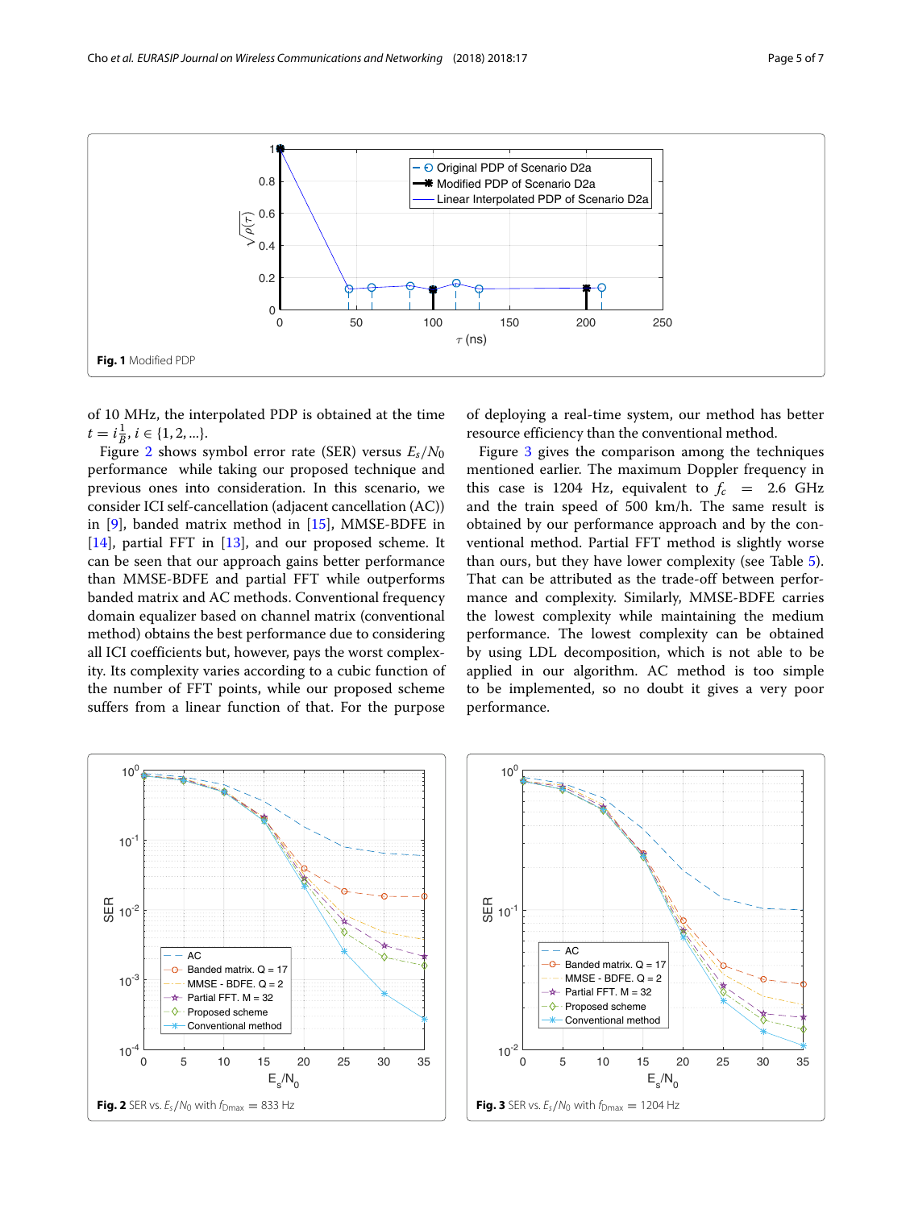Fig. 1 Modified PDP

of 10 MHz, the interpolated PDP is obtained at the time $t = i\frac{1}{B}, i \in \{1, 2, ...\}$.

Figure 2 shows symbol error rate (SER) versus $E_s/N_0$ performance while taking our proposed technique and previous ones into consideration. In this scenario, we consider ICI self-cancellation (adjacent cancellation (AC)) in [9], banded matrix method in [15], MMSE-BDFE in [14], partial FFT in [13], and our proposed scheme. It can be seen that our approach gains better performance than MMSE-BDFE and partial FFT while outperforms banded matrix and AC methods. Conventional frequency domain equalizer based on channel matrix (conventional method) obtains the best performance due to considering all ICI coefficients but, however, pays the worst complexity. Its complexity varies according to a cubic function of the number of FFT points, while our proposed scheme suffers from a linear function of that. For the purpose of deploying a real-time system, our method has better resource efficiency than the conventional method.

Figure 3 gives the comparison among the techniques mentioned earlier. The maximum Doppler frequency in this case is 1204 Hz, equivalent to $f_c = 2.6$ GHz and the train speed of 500 km/h. The same result is obtained by our performance approach and by the conventional method. Partial FFT method is slightly worse than ours, but they have lower complexity (see Table 5). That can be attributed as the trade-off between performance and complexity. Similarly, MMSE-BDFE carries the lowest complexity while maintaining the medium performance. The lowest complexity can be obtained by using LDL decomposition, which is not able to be applied in our algorithm. AC method is too simple to be implemented, so no doubt it gives a very poor performance.

Fig. 2 SER vs. $E_s/N_0$ with $f_{Dmax} = 833$ Hz

Fig. 3 SER vs. $E_s/N_0$ with $f_{Dmax} = 1204$ Hz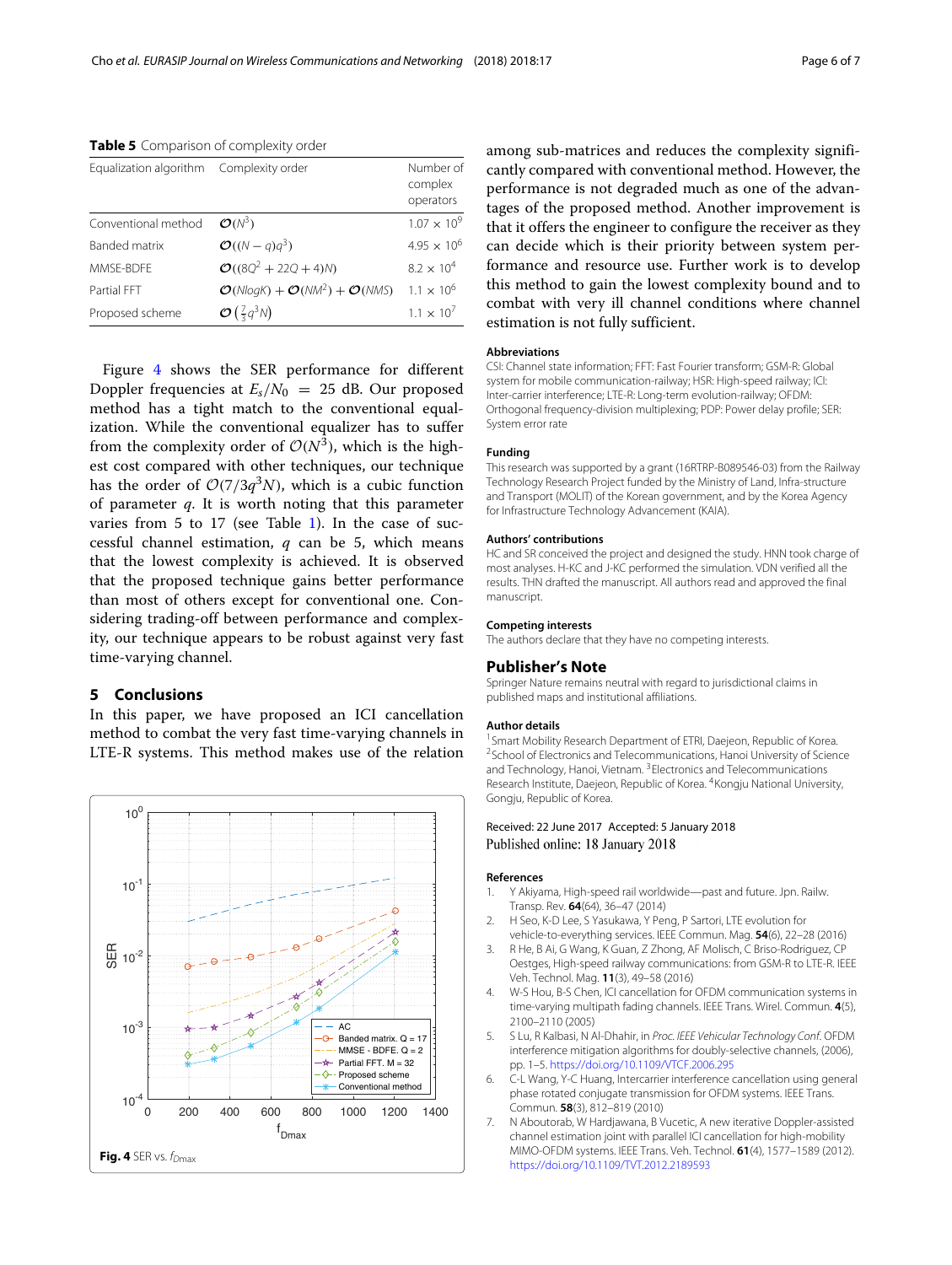**Table 5** Comparison of complexity order

| Equalization algorithm | Complexity order | Number of complex operators |
|---|---|---|
| Conventional method | $\mathcal{O}(N^3)$ | $1.07 \times 10^9$ |
| Banded matrix | $\mathcal{O}((N-q)q^3)$ | $4.95 \times 10^6$ |
| MMSE-BDFE | $\mathcal{O}((8Q^2+22Q+4)N)$ | $8.2 \times 10^4$ |
| Partial FFT | $\mathcal{O}(NlogK) + \mathcal{O}(NM^2) + \mathcal{O}(NMS)$ | $1.1 \times 10^6$ |
| Proposed scheme | $\mathcal{O}\left(\frac{7}{3}q^3N\right)$ | $1.1 \times 10^7$ |

Figure 4 shows the SER performance for different Doppler frequencies at $E_s/N_0 = 25$ dB. Our proposed method has a tight match to the conventional equalization. While the conventional equalizer has to suffer from the complexity order of $\mathcal{O}(N^3)$, which is the highest cost compared with other techniques, our technique has the order of $\mathcal{O}(7/3q^3N)$, which is a cubic function of parameter $q$. It is worth noting that this parameter varies from 5 to 17 (see Table 1). In the case of successful channel estimation, $q$ can be 5, which means that the lowest complexity is achieved. It is observed that the proposed technique gains better performance than most of others except for conventional one. Considering trading-off between performance and complexity, our technique appears to be robust against very fast time-varying channel.

## 5 Conclusions

In this paper, we have proposed an ICI cancellation method to combat the very fast time-varying channels in LTE-R systems. This method makes use of the relation among sub-matrices and reduces the complexity significantly compared with conventional method. However, the performance is not degraded much as one of the advantages of the proposed method. Another improvement is that it offers the engineer to configure the receiver as they can decide which is their priority between system performance and resource use. Further work is to develop this method to gain the lowest complexity bound and to combat with very ill channel conditions where channel estimation is not fully sufficient.

**Fig. 4** SER vs. $f_{Dmax}$

### Abbreviations

CSI: Channel state information; FFT: Fast Fourier transform; GSM-R: Global system for mobile communication-railway; HSR: High-speed railway; ICI: Inter-carrier interference; LTE-R: Long-term evolution-railway; OFDM: Orthogonal frequency-division multiplexing; PDP: Power delay profile; SER: System error rate

### Funding

This research was supported by a grant (16RTRP-B089546-03) from the Railway Technology Research Project funded by the Ministry of Land, Infra-structure and Transport (MOLIT) of the Korean government, and by the Korea Agency for Infrastructure Technology Advancement (KAIA).

### Authors' contributions

HC and SR conceived the project and designed the study. HNN took charge of most analyses. H-KC and J-KC performed the simulation. VDN verified all the results. THN drafted the manuscript. All authors read and approved the final manuscript.

### Competing interests

The authors declare that they have no competing interests.

## Publisher's Note

Springer Nature remains neutral with regard to jurisdictional claims in published maps and institutional affiliations.

### Author details

[1] Smart Mobility Research Department of ETRI, Daejeon, Republic of Korea. [2] School of Electronics and Telecommunications, Hanoi University of Science and Technology, Hanoi, Vietnam. [3] Electronics and Telecommunications Research Institute, Daejeon, Republic of Korea. [4] Kongju National University, Gongju, Republic of Korea.

Received: 22 June 2017 Accepted: 5 January 2018
Published online: 18 January 2018

### References

1. Y Akiyama, High-speed rail worldwide—past and future. Jpn. Railw. Transp. Rev. **64**(64), 36–47 (2014)
2. H Seo, K-D Lee, S Yasukawa, Y Peng, P Sartori, LTE evolution for vehicle-to-everything services. IEEE Commun. Mag. **54**(6), 22–28 (2016)
3. R He, B Ai, G Wang, K Guan, Z Zhong, AF Molisch, C Briso-Rodriguez, CP Oestges, High-speed railway communications: from GSM-R to LTE-R. IEEE Veh. Technol. Mag. **11**(3), 49–58 (2016)
4. W-S Hou, B-S Chen, ICI cancellation for OFDM communication systems in time-varying multipath fading channels. IEEE Trans. Wirel. Commun. **4**(5), 2100–2110 (2005)
5. S Lu, R Kalbasi, N Al-Dhahir, in *Proc. IEEE Vehicular Technology Conf.* OFDM interference mitigation algorithms for doubly-selective channels, (2006), pp. 1–5. https://doi.org/10.1109/VTCF.2006.295
6. C-L Wang, Y-C Huang, Intercarrier interference cancellation using general phase rotated conjugate transmission for OFDM systems. IEEE Trans. Commun. **58**(3), 812–819 (2010)
7. N Aboutorab, W Hardjawana, B Vucetic, A new iterative Doppler-assisted channel estimation joint with parallel ICI cancellation for high-mobility MIMO-OFDM systems. IEEE Trans. Veh. Technol. **61**(4), 1577–1589 (2012). https://doi.org/10.1109/TVT.2012.2189593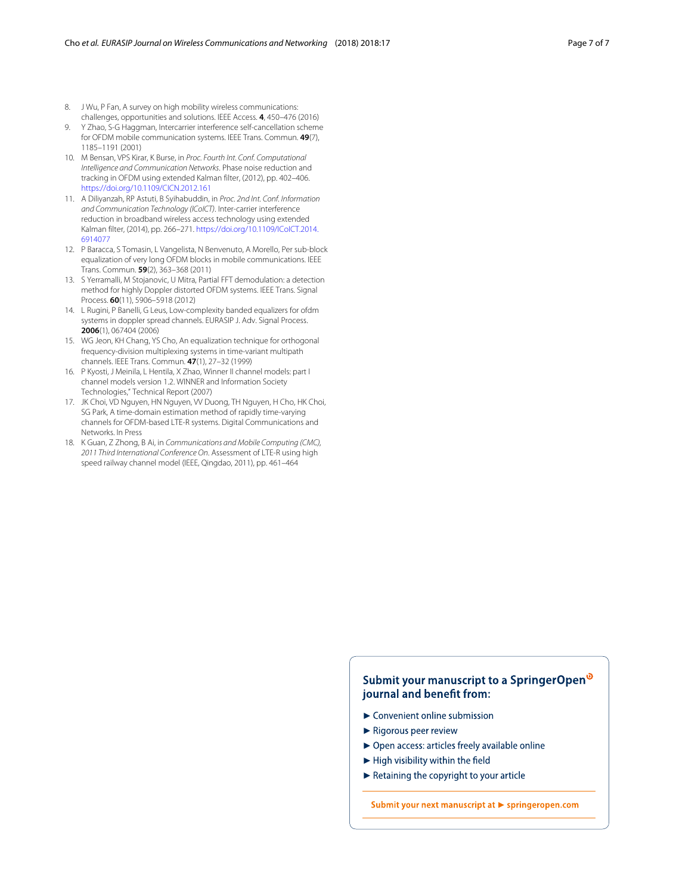8. J Wu, P Fan, A survey on high mobility wireless communications: challenges, opportunities and solutions. IEEE Access. **4**, 450–476 (2016)
9. Y Zhao, S-G Haggman, Intercarrier interference self-cancellation scheme for OFDM mobile communication systems. IEEE Trans. Commun. **49**(7), 1185–1191 (2001)
10. M Bensan, VPS Kirar, K Burse, in *Proc. Fourth Int. Conf. Computational Intelligence and Communication Networks*. Phase noise reduction and tracking in OFDM using extended Kalman filter, (2012), pp. 402–406. https://doi.org/10.1109/CICN.2012.161
11. A Diliyanzah, RP Astuti, B Syihabuddin, in *Proc. 2nd Int. Conf. Information and Communication Technology (ICoICT)*. Inter-carrier interference reduction in broadband wireless access technology using extended Kalman filter, (2014), pp. 266–271. https://doi.org/10.1109/ICoICT.2014.6914077
12. P Baracca, S Tomasin, L Vangelista, N Benvenuto, A Morello, Per sub-block equalization of very long OFDM blocks in mobile communications. IEEE Trans. Commun. **59**(2), 363–368 (2011)
13. S Yerramalli, M Stojanovic, U Mitra, Partial FFT demodulation: a detection method for highly Doppler distorted OFDM systems. IEEE Trans. Signal Process. **60**(11), 5906–5918 (2012)
14. L Rugini, P Banelli, G Leus, Low-complexity banded equalizers for ofdm systems in doppler spread channels. EURASIP J. Adv. Signal Process. **2006**(1), 067404 (2006)
15. WG Jeon, KH Chang, YS Cho, An equalization technique for orthogonal frequency-division multiplexing systems in time-variant multipath channels. IEEE Trans. Commun. **47**(1), 27–32 (1999)
16. P Kyosti, J Meinila, L Hentila, X Zhao, Winner II channel models: part I channel models version 1.2. WINNER and Information Society Technologies," Technical Report (2007)
17. JK Choi, VD Nguyen, HN Nguyen, VV Duong, TH Nguyen, H Cho, HK Choi, SG Park, A time-domain estimation method of rapidly time-varying channels for OFDM-based LTE-R systems. Digital Communications and Networks. In Press
18. K Guan, Z Zhong, B Ai, in *Communications and Mobile Computing (CMC), 2011 Third International Conference On*. Assessment of LTE-R using high speed railway channel model (IEEE, Qingdao, 2011), pp. 461–464

**Submit your manuscript to a SpringerOpen journal and benefit from:**

- ► Convenient online submission
- ► Rigorous peer review
- ► Open access: articles freely available online
- ► High visibility within the field
- ► Retaining the copyright to your article

**Submit your next manuscript at ► springeropen.com**